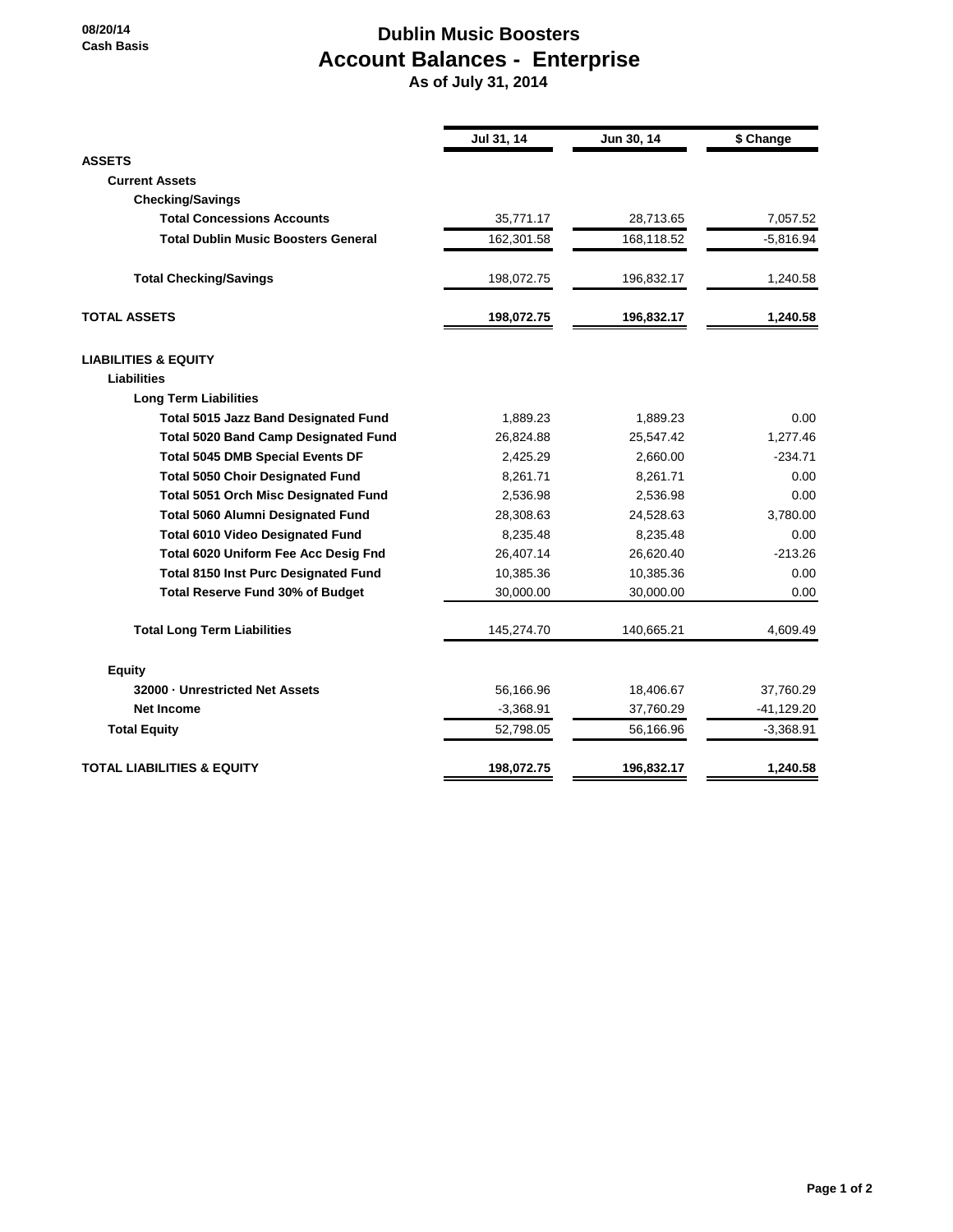08/20/14
Cash Basis

# Dublin Music Boosters
## Account Balances - Enterprise
### As of July 31, 2014

| | Jul 31, 14 | Jun 30, 14 | $ Change |
|---|---|---|---|
| **ASSETS** | | | |
| **Current Assets** | | | |
| **Checking/Savings** | | | |
| **Total Concessions Accounts** | 35,771.17 | 28,713.65 | 7,057.52 |
| **Total Dublin Music Boosters General** | 162,301.58 | 168,118.52 | -5,816.94 |
| **Total Checking/Savings** | 198,072.75 | 196,832.17 | 1,240.58 |
| **TOTAL ASSETS** | **198,072.75** | **196,832.17** | **1,240.58** |
| **LIABILITIES & EQUITY** | | | |
| **Liabilities** | | | |
| **Long Term Liabilities** | | | |
| **Total 5015 Jazz Band Designated Fund** | 1,889.23 | 1,889.23 | 0.00 |
| **Total 5020 Band Camp Designated Fund** | 26,824.88 | 25,547.42 | 1,277.46 |
| **Total 5045 DMB Special Events DF** | 2,425.29 | 2,660.00 | -234.71 |
| **Total 5050 Choir Designated Fund** | 8,261.71 | 8,261.71 | 0.00 |
| **Total 5051 Orch Misc Designated Fund** | 2,536.98 | 2,536.98 | 0.00 |
| **Total 5060 Alumni Designated Fund** | 28,308.63 | 24,528.63 | 3,780.00 |
| **Total 6010 Video Designated Fund** | 8,235.48 | 8,235.48 | 0.00 |
| **Total 6020 Uniform Fee Acc Desig Fnd** | 26,407.14 | 26,620.40 | -213.26 |
| **Total 8150 Inst Purc Designated Fund** | 10,385.36 | 10,385.36 | 0.00 |
| **Total Reserve Fund 30% of Budget** | 30,000.00 | 30,000.00 | 0.00 |
| **Total Long Term Liabilities** | 145,274.70 | 140,665.21 | 4,609.49 |
| **Equity** | | | |
| **32000 · Unrestricted Net Assets** | 56,166.96 | 18,406.67 | 37,760.29 |
| **Net Income** | -3,368.91 | 37,760.29 | -41,129.20 |
| **Total Equity** | 52,798.05 | 56,166.96 | -3,368.91 |
| **TOTAL LIABILITIES & EQUITY** | **198,072.75** | **196,832.17** | **1,240.58** |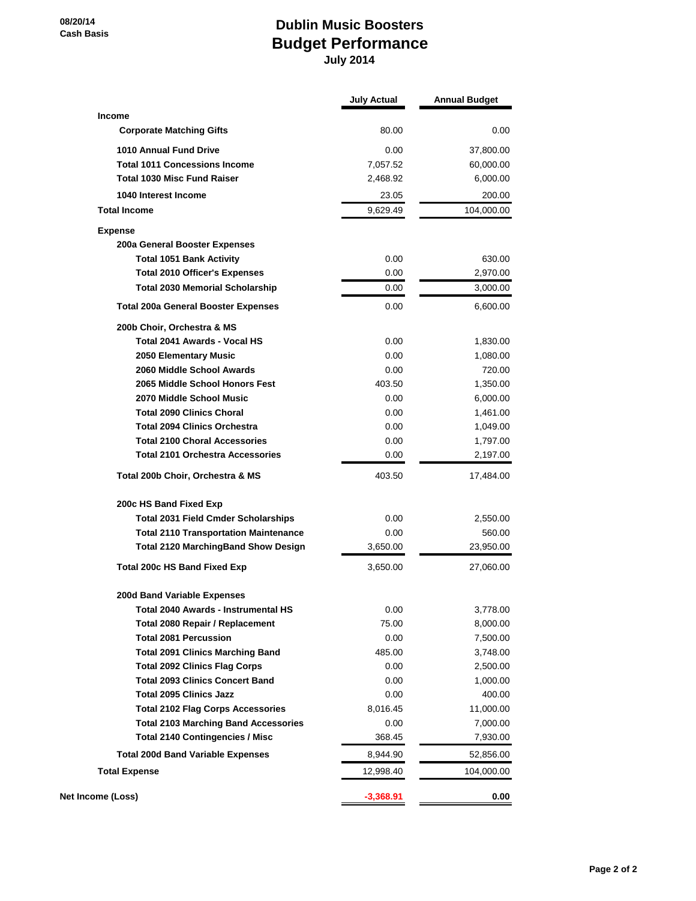08/20/14
Cash Basis

# Dublin Music Boosters
## Budget Performance
### July 2014

| | July Actual | Annual Budget |
|---|---|---|
| **Income** | | |
| **Corporate Matching Gifts** | 80.00 | 0.00 |
| **1010 Annual Fund Drive** | 0.00 | 37,800.00 |
| **Total 1011 Concessions Income** | 7,057.52 | 60,000.00 |
| **Total 1030 Misc Fund Raiser** | 2,468.92 | 6,000.00 |
| **1040 Interest Income** | 23.05 | 200.00 |
| **Total Income** | 9,629.49 | 104,000.00 |
| **Expense** | | |
| **200a General Booster Expenses** | | |
| **Total 1051 Bank Activity** | 0.00 | 630.00 |
| **Total 2010 Officer's Expenses** | 0.00 | 2,970.00 |
| **Total 2030 Memorial Scholarship** | 0.00 | 3,000.00 |
| **Total 200a General Booster Expenses** | 0.00 | 6,600.00 |
| **200b Choir, Orchestra & MS** | | |
| **Total 2041 Awards - Vocal HS** | 0.00 | 1,830.00 |
| **2050 Elementary Music** | 0.00 | 1,080.00 |
| **2060 Middle School Awards** | 0.00 | 720.00 |
| **2065 Middle School Honors Fest** | 403.50 | 1,350.00 |
| **2070 Middle School Music** | 0.00 | 6,000.00 |
| **Total 2090 Clinics Choral** | 0.00 | 1,461.00 |
| **Total 2094 Clinics Orchestra** | 0.00 | 1,049.00 |
| **Total 2100 Choral Accessories** | 0.00 | 1,797.00 |
| **Total 2101 Orchestra Accessories** | 0.00 | 2,197.00 |
| **Total 200b Choir, Orchestra & MS** | 403.50 | 17,484.00 |
| **200c HS Band Fixed Exp** | | |
| **Total 2031 Field Cmder Scholarships** | 0.00 | 2,550.00 |
| **Total 2110 Transportation Maintenance** | 0.00 | 560.00 |
| **Total 2120 MarchingBand Show Design** | 3,650.00 | 23,950.00 |
| **Total 200c HS Band Fixed Exp** | 3,650.00 | 27,060.00 |
| **200d Band Variable Expenses** | | |
| **Total 2040 Awards - Instrumental HS** | 0.00 | 3,778.00 |
| **Total 2080 Repair / Replacement** | 75.00 | 8,000.00 |
| **Total 2081 Percussion** | 0.00 | 7,500.00 |
| **Total 2091 Clinics Marching Band** | 485.00 | 3,748.00 |
| **Total 2092 Clinics Flag Corps** | 0.00 | 2,500.00 |
| **Total 2093 Clinics Concert Band** | 0.00 | 1,000.00 |
| **Total 2095 Clinics Jazz** | 0.00 | 400.00 |
| **Total 2102 Flag Corps Accessories** | 8,016.45 | 11,000.00 |
| **Total 2103 Marching Band Accessories** | 0.00 | 7,000.00 |
| **Total 2140 Contingencies / Misc** | 368.45 | 7,930.00 |
| **Total 200d Band Variable Expenses** | 8,944.90 | 52,856.00 |
| **Total Expense** | 12,998.40 | 104,000.00 |
| **Net Income (Loss)** | **-3,368.91** | **0.00** |